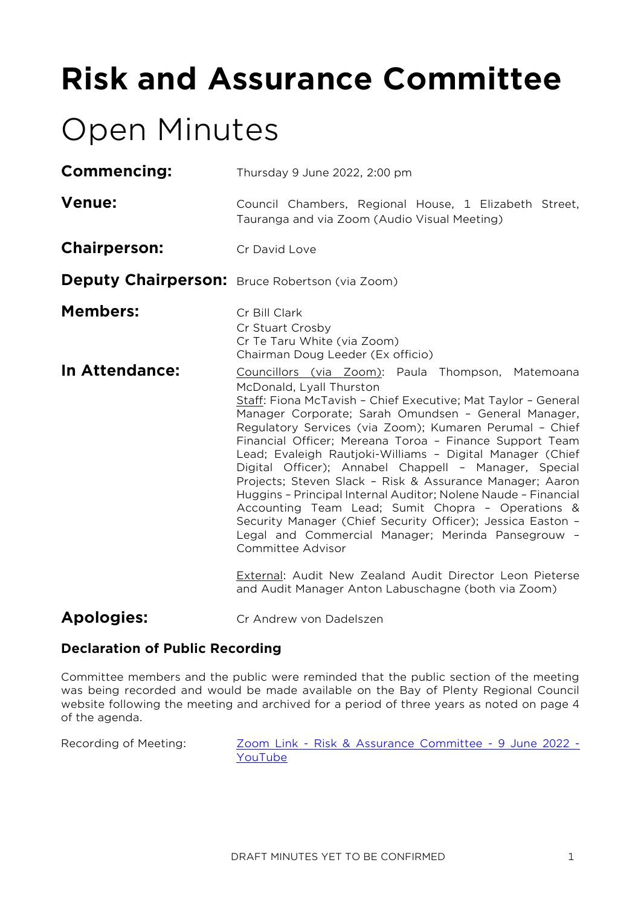# Risk and Assurance Committee

# Open Minutes

**Commencing:** Thursday 9 June 2022, 2:00 pm

**Venue:** Council Chambers, Regional House, 1 Elizabeth Street, Tauranga and via Zoom (Audio Visual Meeting)

**Chairperson:** Cr David Love

**Deputy Chairperson:** Bruce Robertson (via Zoom)

**Members:**
Cr Bill Clark
Cr Stuart Crosby
Cr Te Taru White (via Zoom)
Chairman Doug Leeder (Ex officio)

**In Attendance:**
Councillors (via Zoom): Paula Thompson, Matemoana McDonald, Lyall Thurston
Staff: Fiona McTavish – Chief Executive; Mat Taylor – General Manager Corporate; Sarah Omundsen – General Manager, Regulatory Services (via Zoom); Kumaren Perumal – Chief Financial Officer; Mereana Toroa – Finance Support Team Lead; Evaleigh Rautjoki-Williams – Digital Manager (Chief Digital Officer); Annabel Chappell – Manager, Special Projects; Steven Slack – Risk & Assurance Manager; Aaron Huggins – Principal Internal Auditor; Nolene Naude – Financial Accounting Team Lead; Sumit Chopra – Operations & Security Manager (Chief Security Officer); Jessica Easton – Legal and Commercial Manager; Merinda Pansegrouw – Committee Advisor

External: Audit New Zealand Audit Director Leon Pieterse and Audit Manager Anton Labuschagne (both via Zoom)

**Apologies:** Cr Andrew von Dadelszen

### Declaration of Public Recording

Committee members and the public were reminded that the public section of the meeting was being recorded and would be made available on the Bay of Plenty Regional Council website following the meeting and archived for a period of three years as noted on page 4 of the agenda.

Recording of Meeting: [Zoom Link - Risk & Assurance Committee - 9 June 2022 - YouTube]

DRAFT MINUTES YET TO BE CONFIRMED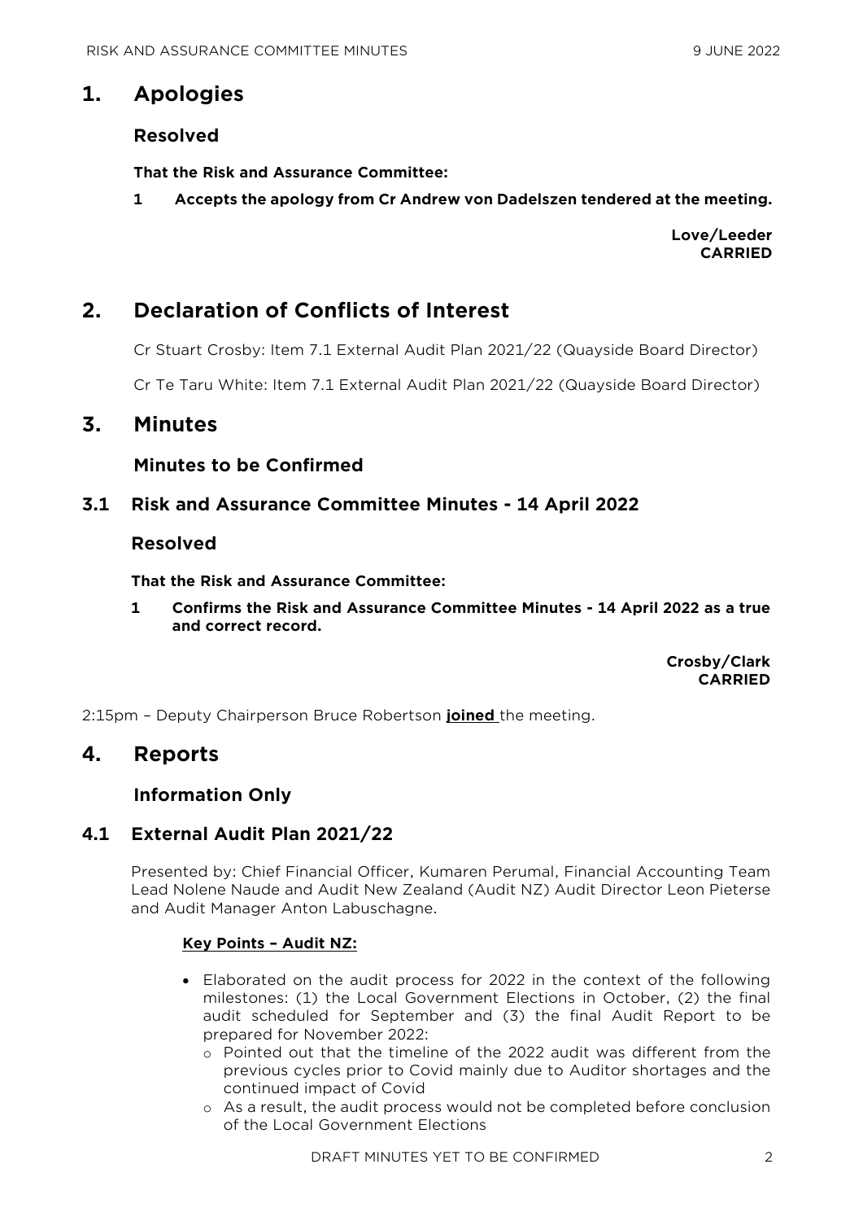# 1. Apologies

## Resolved

**That the Risk and Assurance Committee:**

**1 Accepts the apology from Cr Andrew von Dadelszen tendered at the meeting.**

**Love/Leeder**
**CARRIED**

# 2. Declaration of Conflicts of Interest

Cr Stuart Crosby: Item 7.1 External Audit Plan 2021/22 (Quayside Board Director)

Cr Te Taru White: Item 7.1 External Audit Plan 2021/22 (Quayside Board Director)

# 3. Minutes

## Minutes to be Confirmed

## 3.1 Risk and Assurance Committee Minutes - 14 April 2022

## Resolved

**That the Risk and Assurance Committee:**

**1 Confirms the Risk and Assurance Committee Minutes - 14 April 2022 as a true and correct record.**

**Crosby/Clark**
**CARRIED**

2:15pm – Deputy Chairperson Bruce Robertson **joined** the meeting.

# 4. Reports

## Information Only

## 4.1 External Audit Plan 2021/22

Presented by: Chief Financial Officer, Kumaren Perumal, Financial Accounting Team Lead Nolene Naude and Audit New Zealand (Audit NZ) Audit Director Leon Pieterse and Audit Manager Anton Labuschagne.

**Key Points – Audit NZ:**

- Elaborated on the audit process for 2022 in the context of the following milestones: (1) the Local Government Elections in October, (2) the final audit scheduled for September and (3) the final Audit Report to be prepared for November 2022:
  - Pointed out that the timeline of the 2022 audit was different from the previous cycles prior to Covid mainly due to Auditor shortages and the continued impact of Covid
  - As a result, the audit process would not be completed before conclusion of the Local Government Elections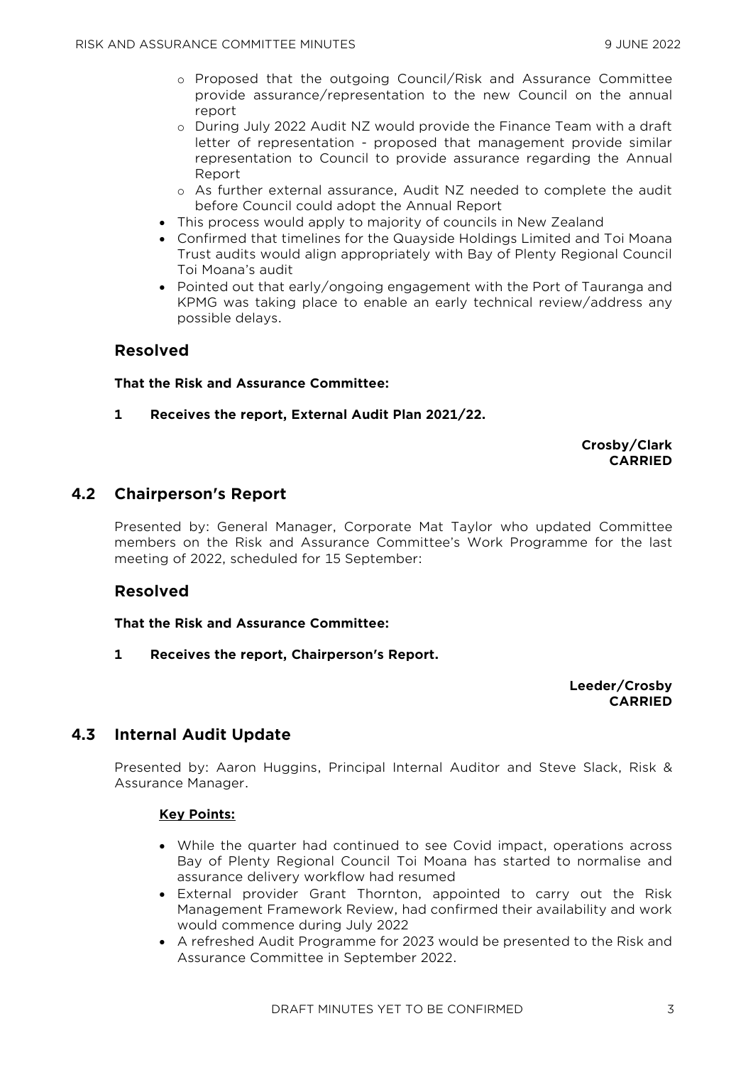- Proposed that the outgoing Council/Risk and Assurance Committee provide assurance/representation to the new Council on the annual report
  - During July 2022 Audit NZ would provide the Finance Team with a draft letter of representation - proposed that management provide similar representation to Council to provide assurance regarding the Annual Report
  - As further external assurance, Audit NZ needed to complete the audit before Council could adopt the Annual Report
- This process would apply to majority of councils in New Zealand
- Confirmed that timelines for the Quayside Holdings Limited and Toi Moana Trust audits would align appropriately with Bay of Plenty Regional Council Toi Moana's audit
- Pointed out that early/ongoing engagement with the Port of Tauranga and KPMG was taking place to enable an early technical review/address any possible delays.

## Resolved

**That the Risk and Assurance Committee:**

**1 Receives the report, External Audit Plan 2021/22.**

**Crosby/Clark**
**CARRIED**

## 4.2 Chairperson's Report

Presented by: General Manager, Corporate Mat Taylor who updated Committee members on the Risk and Assurance Committee's Work Programme for the last meeting of 2022, scheduled for 15 September:

## Resolved

**That the Risk and Assurance Committee:**

**1 Receives the report, Chairperson's Report.**

**Leeder/Crosby**
**CARRIED**

## 4.3 Internal Audit Update

Presented by: Aaron Huggins, Principal Internal Auditor and Steve Slack, Risk & Assurance Manager.

**Key Points:**

- While the quarter had continued to see Covid impact, operations across Bay of Plenty Regional Council Toi Moana has started to normalise and assurance delivery workflow had resumed
- External provider Grant Thornton, appointed to carry out the Risk Management Framework Review, had confirmed their availability and work would commence during July 2022
- A refreshed Audit Programme for 2023 would be presented to the Risk and Assurance Committee in September 2022.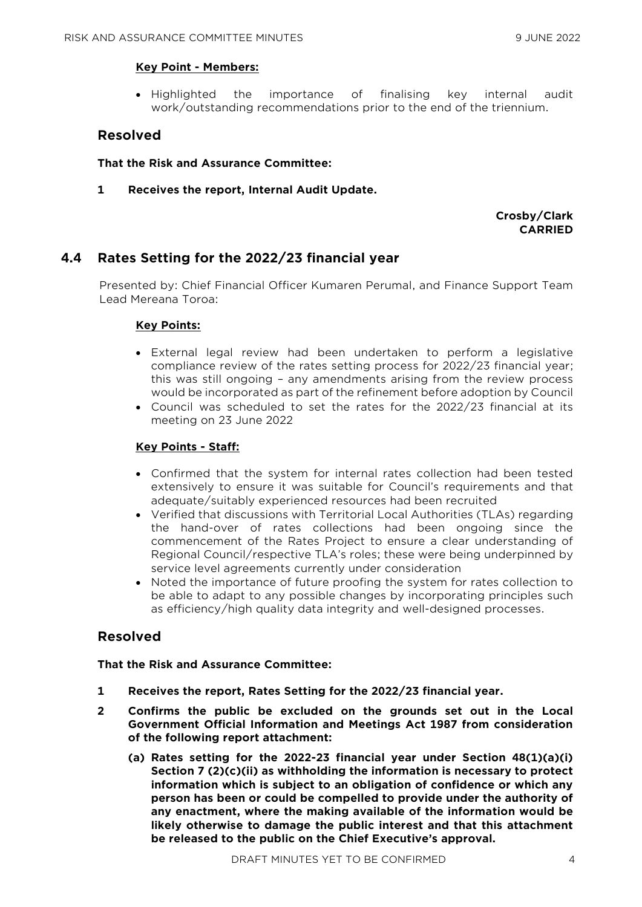**Key Point - Members:**

- Highlighted the importance of finalising key internal audit work/outstanding recommendations prior to the end of the triennium.

## Resolved

**That the Risk and Assurance Committee:**

**1 Receives the report, Internal Audit Update.**

**Crosby/Clark**
**CARRIED**

## 4.4 Rates Setting for the 2022/23 financial year

Presented by: Chief Financial Officer Kumaren Perumal, and Finance Support Team Lead Mereana Toroa:

**Key Points:**

- External legal review had been undertaken to perform a legislative compliance review of the rates setting process for 2022/23 financial year; this was still ongoing – any amendments arising from the review process would be incorporated as part of the refinement before adoption by Council
- Council was scheduled to set the rates for the 2022/23 financial at its meeting on 23 June 2022

**Key Points - Staff:**

- Confirmed that the system for internal rates collection had been tested extensively to ensure it was suitable for Council's requirements and that adequate/suitably experienced resources had been recruited
- Verified that discussions with Territorial Local Authorities (TLAs) regarding the hand-over of rates collections had been ongoing since the commencement of the Rates Project to ensure a clear understanding of Regional Council/respective TLA's roles; these were being underpinned by service level agreements currently under consideration
- Noted the importance of future proofing the system for rates collection to be able to adapt to any possible changes by incorporating principles such as efficiency/high quality data integrity and well-designed processes.

## Resolved

**That the Risk and Assurance Committee:**

**1 Receives the report, Rates Setting for the 2022/23 financial year.**

**2 Confirms the public be excluded on the grounds set out in the Local Government Official Information and Meetings Act 1987 from consideration of the following report attachment:**

**(a) Rates setting for the 2022-23 financial year under Section 48(1)(a)(i) Section 7 (2)(c)(ii) as withholding the information is necessary to protect information which is subject to an obligation of confidence or which any person has been or could be compelled to provide under the authority of any enactment, where the making available of the information would be likely otherwise to damage the public interest and that this attachment be released to the public on the Chief Executive's approval.**

DRAFT MINUTES YET TO BE CONFIRMED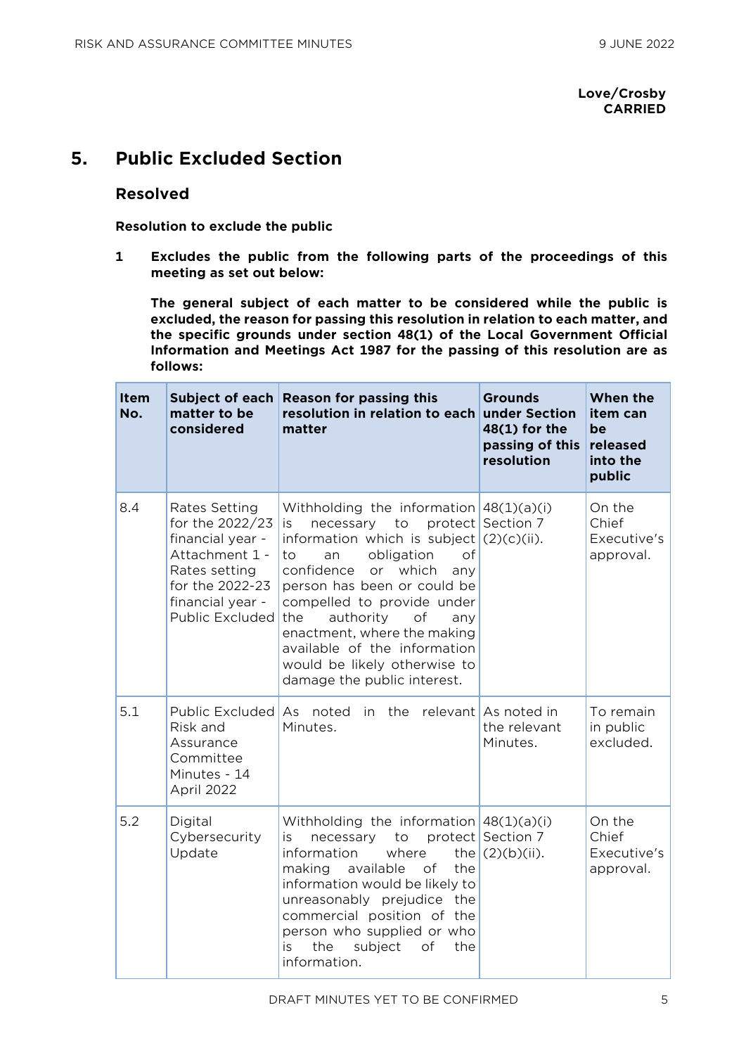**Love/Crosby**
**CARRIED**

## 5. Public Excluded Section

### Resolved

**Resolution to exclude the public**

**1 Excludes the public from the following parts of the proceedings of this meeting as set out below:**

**The general subject of each matter to be considered while the public is excluded, the reason for passing this resolution in relation to each matter, and the specific grounds under section 48(1) of the Local Government Official Information and Meetings Act 1987 for the passing of this resolution are as follows:**

| Item No. | Subject of each matter to be considered | Reason for passing this resolution in relation to each matter | Grounds under Section 48(1) for the passing of this resolution | When the item can be released into the public |
|---|---|---|---|---|
| 8.4 | Rates Setting for the 2022/23 financial year - Attachment 1 - Rates setting for the 2022-23 financial year - Public Excluded | Withholding the information is necessary to protect information which is subject to an obligation of confidence or which any person has been or could be compelled to provide under the authority of any enactment, where the making available of the information would be likely otherwise to damage the public interest. | 48(1)(a)(i) Section 7 (2)(c)(ii). | On the Chief Executive's approval. |
| 5.1 | Public Excluded Risk and Assurance Committee Minutes - 14 April 2022 | As noted in the relevant Minutes. | As noted in the relevant Minutes. | To remain in public excluded. |
| 5.2 | Digital Cybersecurity Update | Withholding the information is necessary to protect information where the making available of the information would be likely to unreasonably prejudice the commercial position of the person who supplied or who is the subject of the information. | 48(1)(a)(i) Section 7 (2)(b)(ii). | On the Chief Executive's approval. |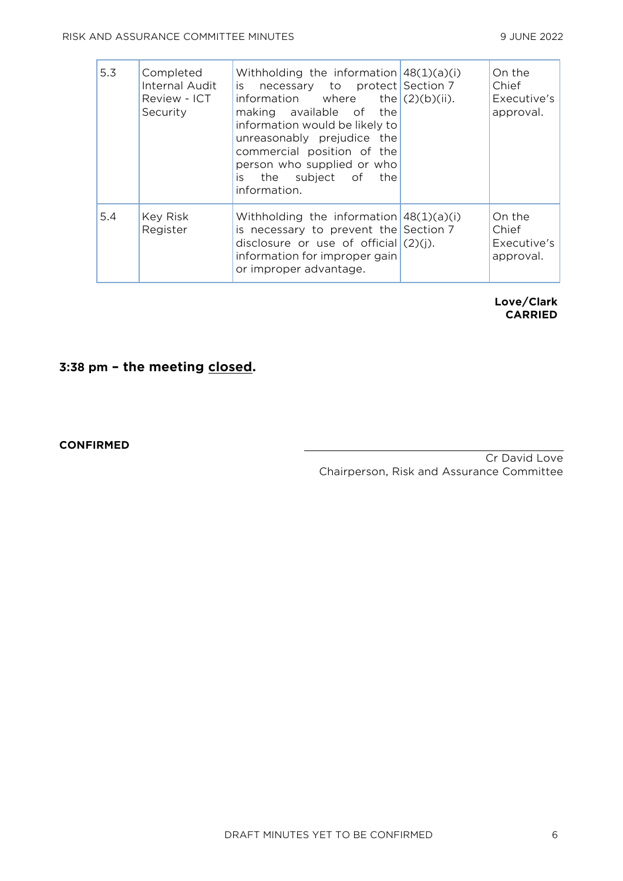| | | | | |
|---|---|---|---|---|
| 5.3 | Completed Internal Audit Review - ICT Security | Withholding the information is necessary to protect information where the making available of the information would be likely to unreasonably prejudice the commercial position of the person who supplied or who is the subject of the information. | 48(1)(a)(i) Section 7 (2)(b)(ii). | On the Chief Executive's approval. |
| 5.4 | Key Risk Register | Withholding the information is necessary to prevent the disclosure or use of official information for improper gain or improper advantage. | 48(1)(a)(i) Section 7 (2)(j). | On the Chief Executive's approval. |

**Love/Clark**
**CARRIED**

**3:38 pm – the meeting closed.**

**CONFIRMED**

Cr David Love
Chairperson, Risk and Assurance Committee